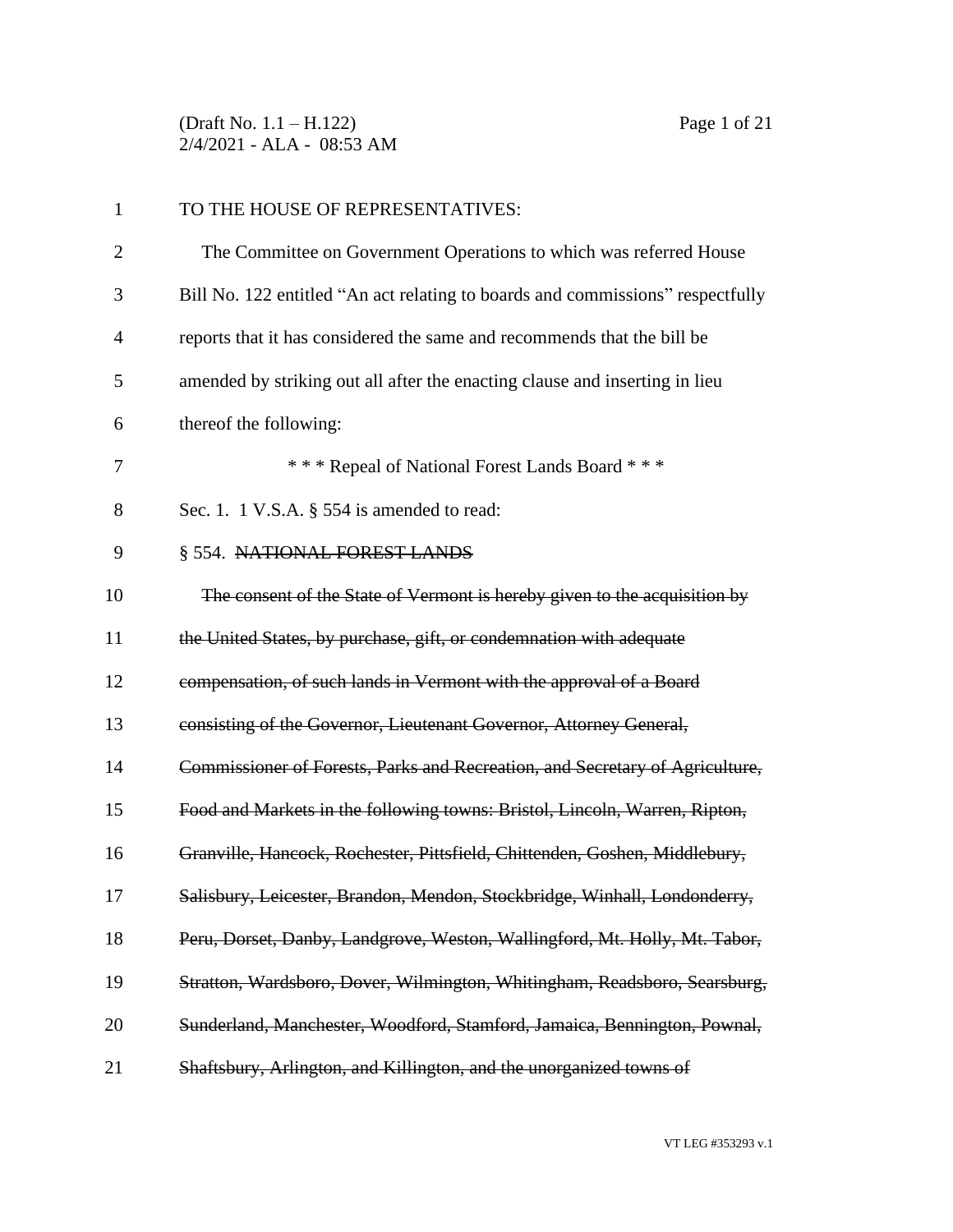TO THE HOUSE OF REPRESENTATIVES:

The Committee on Government Operations to which was referred House Bill No. 122 entitled "An act relating to boards and commissions" respectfully reports that it has considered the same and recommends that the bill be amended by striking out all after the enacting clause and inserting in lieu thereof the following:

\* \* \* Repeal of National Forest Lands Board \* \* \*

Sec. 1. 1 V.S.A. § 554 is amended to read:

§ 554. ~~NATIONAL FOREST LANDS~~

~~The consent of the State of Vermont is hereby given to the acquisition by the United States, by purchase, gift, or condemnation with adequate compensation, of such lands in Vermont with the approval of a Board consisting of the Governor, Lieutenant Governor, Attorney General, Commissioner of Forests, Parks and Recreation, and Secretary of Agriculture, Food and Markets in the following towns: Bristol, Lincoln, Warren, Ripton, Granville, Hancock, Rochester, Pittsfield, Chittenden, Goshen, Middlebury, Salisbury, Leicester, Brandon, Mendon, Stockbridge, Winhall, Londonderry, Peru, Dorset, Danby, Landgrove, Weston, Wallingford, Mt. Holly, Mt. Tabor, Stratton, Wardsboro, Dover, Wilmington, Whitingham, Readsboro, Searsburg, Sunderland, Manchester, Woodford, Stamford, Jamaica, Bennington, Pownal, Shaftsbury, Arlington, and Killington, and the unorganized towns of~~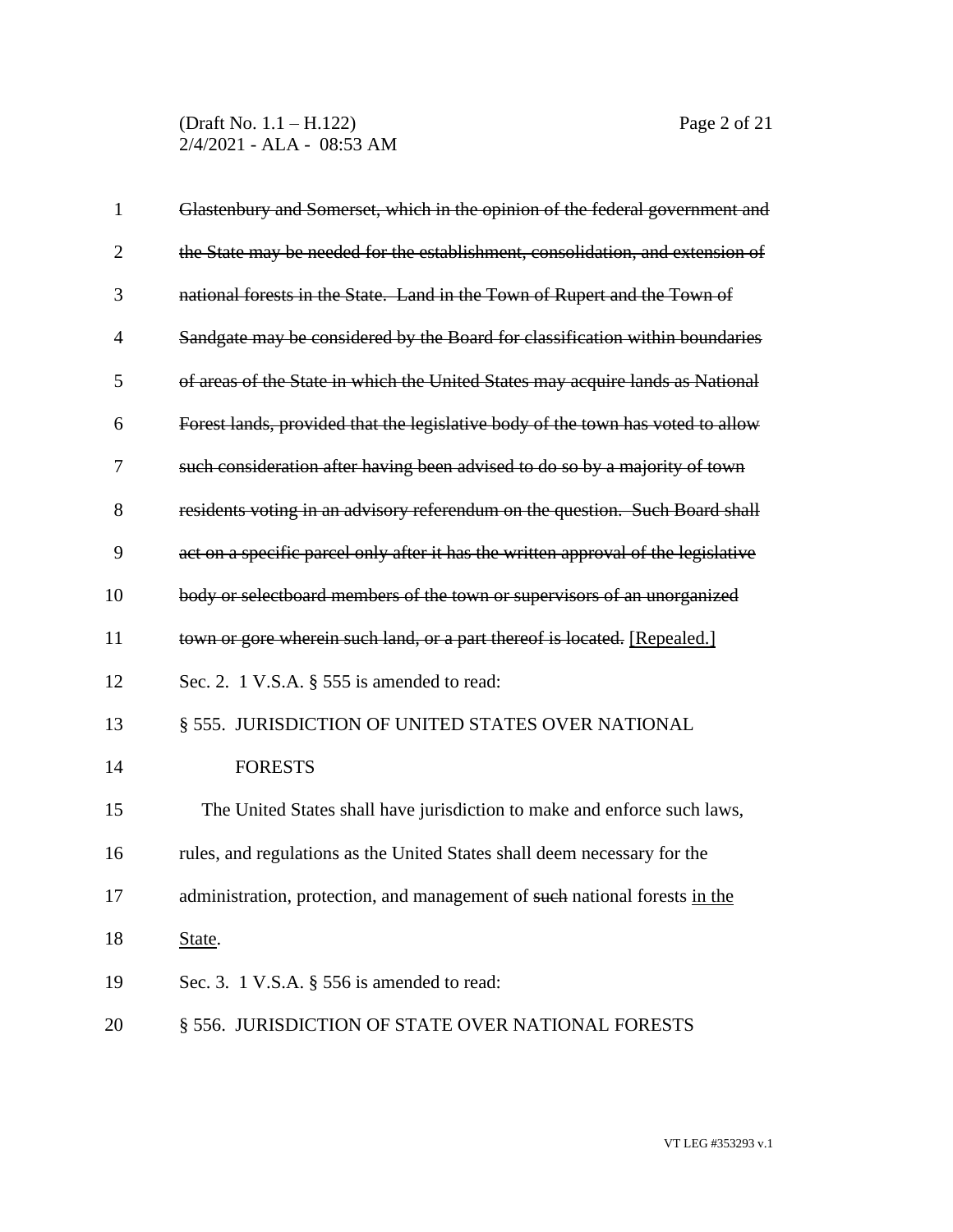~~Glastenbury and Somerset, which in the opinion of the federal government and the State may be needed for the establishment, consolidation, and extension of national forests in the State. Land in the Town of Rupert and the Town of Sandgate may be considered by the Board for classification within boundaries of areas of the State in which the United States may acquire lands as National Forest lands, provided that the legislative body of the town has voted to allow such consideration after having been advised to do so by a majority of town residents voting in an advisory referendum on the question. Such Board shall act on a specific parcel only after it has the written approval of the legislative body or selectboard members of the town or supervisors of an unorganized town or gore wherein such land, or a part thereof is located.~~ <u>[Repealed.]</u>

Sec. 2. 1 V.S.A. § 555 is amended to read:

§ 555. JURISDICTION OF UNITED STATES OVER NATIONAL FORESTS

The United States shall have jurisdiction to make and enforce such laws, rules, and regulations as the United States shall deem necessary for the administration, protection, and management of ~~such~~ national forests <u>in the State</u>.

Sec. 3. 1 V.S.A. § 556 is amended to read:

§ 556. JURISDICTION OF STATE OVER NATIONAL FORESTS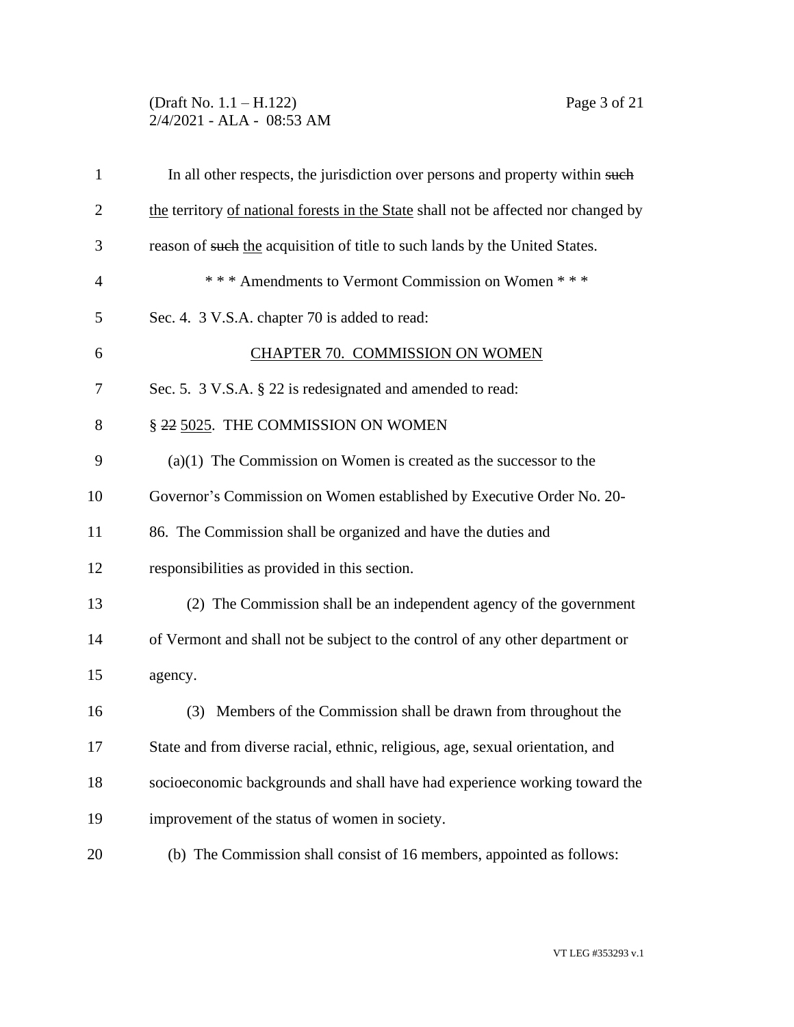In all other respects, the jurisdiction over persons and property within ~~such~~ <u>the</u> territory <u>of national forests in the State</u> shall not be affected nor changed by reason of ~~such~~ <u>the</u> acquisition of title to such lands by the United States.

\* \* \* Amendments to Vermont Commission on Women \* \* \*

Sec. 4. 3 V.S.A. chapter 70 is added to read:

<u>CHAPTER 70. COMMISSION ON WOMEN</u>

Sec. 5. 3 V.S.A. § 22 is redesignated and amended to read:

§ ~~22~~ <u>5025</u>. THE COMMISSION ON WOMEN

(a)(1) The Commission on Women is created as the successor to the Governor's Commission on Women established by Executive Order No. 20-86. The Commission shall be organized and have the duties and responsibilities as provided in this section.

(2) The Commission shall be an independent agency of the government of Vermont and shall not be subject to the control of any other department or agency.

(3) Members of the Commission shall be drawn from throughout the State and from diverse racial, ethnic, religious, age, sexual orientation, and socioeconomic backgrounds and shall have had experience working toward the improvement of the status of women in society.

(b) The Commission shall consist of 16 members, appointed as follows: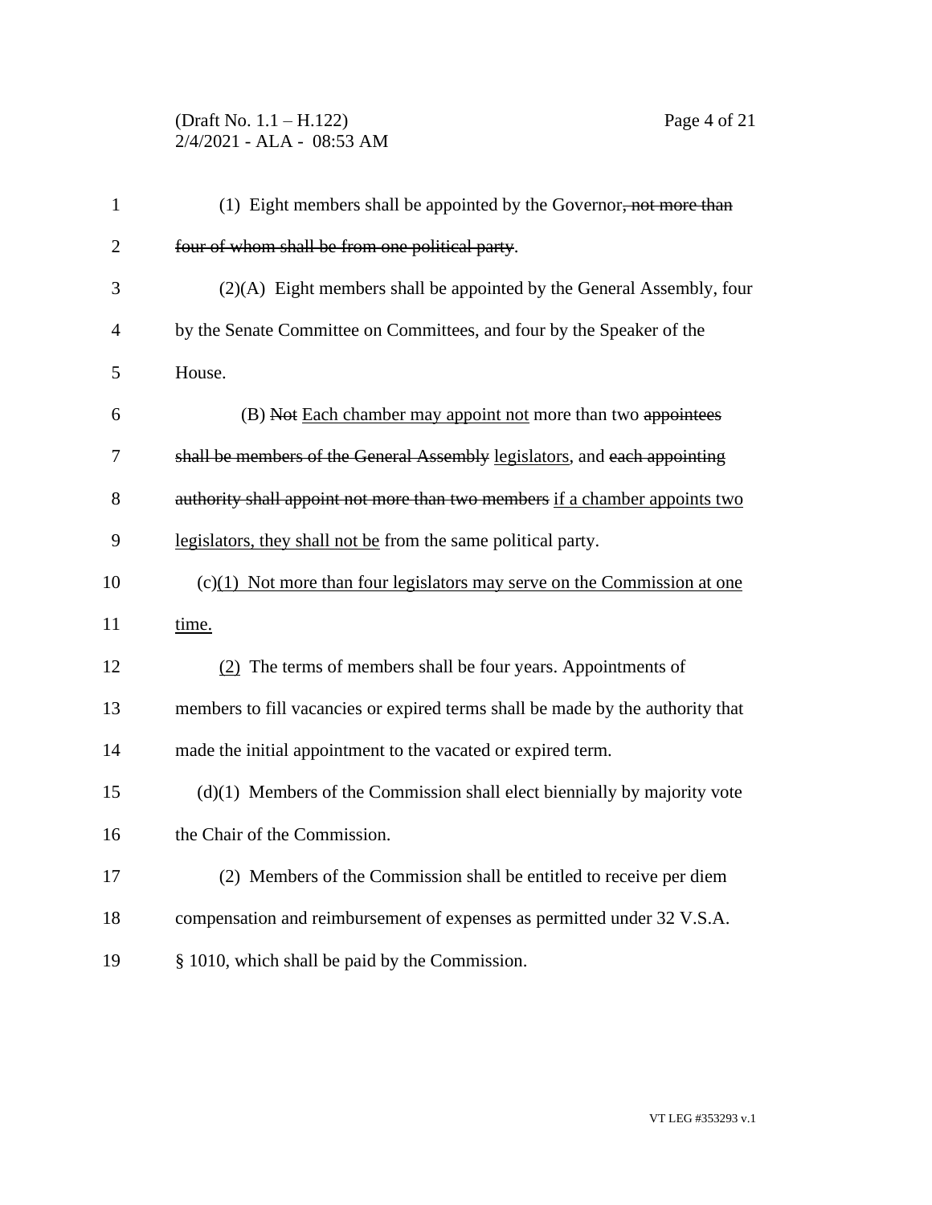(1) Eight members shall be appointed by the Governor~~, not more than four of whom shall be from one political party~~.

(2)(A) Eight members shall be appointed by the General Assembly, four by the Senate Committee on Committees, and four by the Speaker of the House.

(B) ~~Not~~ <u>Each chamber may appoint not</u> more than two ~~appointees shall be members of the General Assembly~~ <u>legislators</u>, and ~~each appointing authority shall appoint not more than two members~~ <u>if a chamber appoints two legislators, they shall not be</u> from the same political party.

(c)<u>(1) Not more than four legislators may serve on the Commission at one time.</u>

<u>(2)</u> The terms of members shall be four years. Appointments of members to fill vacancies or expired terms shall be made by the authority that made the initial appointment to the vacated or expired term.

(d)(1) Members of the Commission shall elect biennially by majority vote the Chair of the Commission.

(2) Members of the Commission shall be entitled to receive per diem compensation and reimbursement of expenses as permitted under 32 V.S.A. § 1010, which shall be paid by the Commission.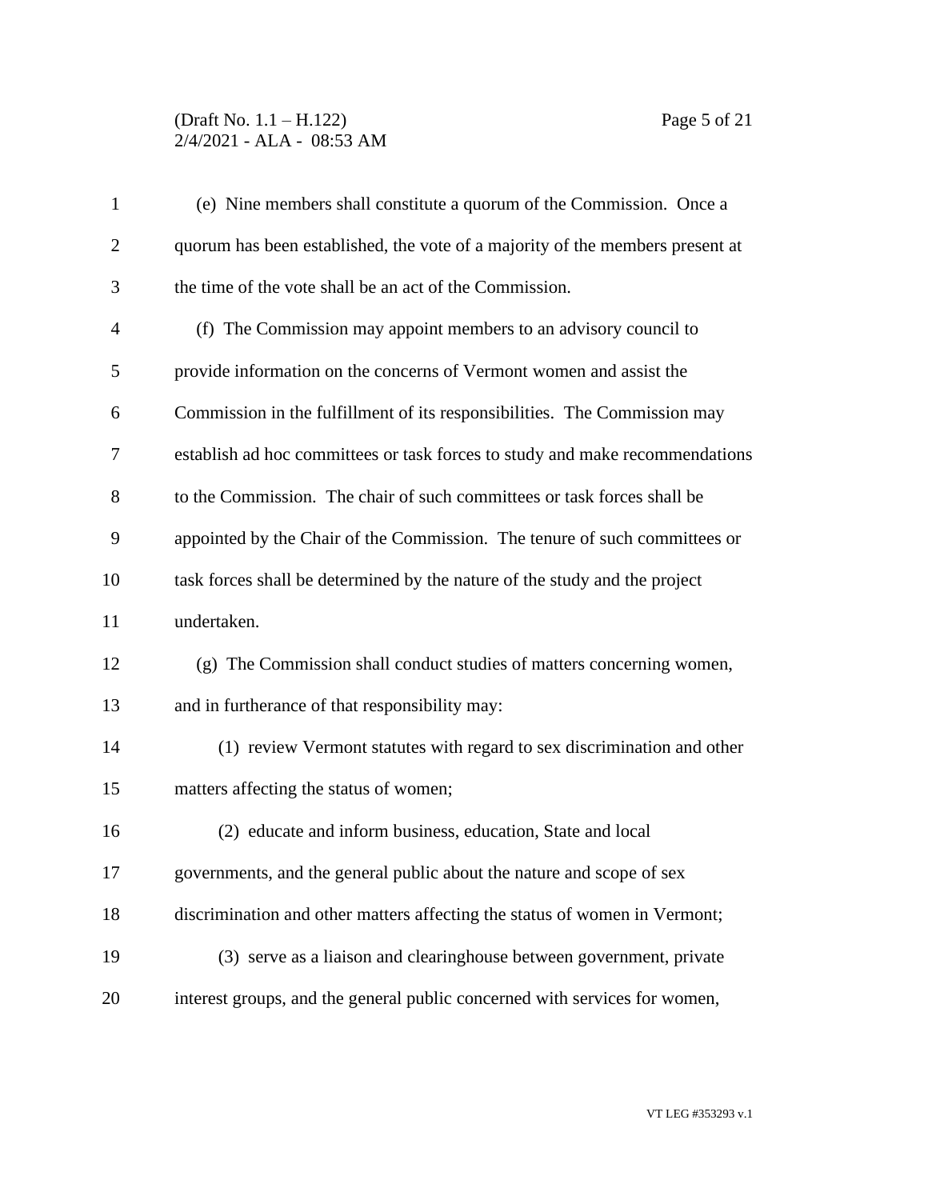(e) Nine members shall constitute a quorum of the Commission. Once a quorum has been established, the vote of a majority of the members present at the time of the vote shall be an act of the Commission.

(f) The Commission may appoint members to an advisory council to provide information on the concerns of Vermont women and assist the Commission in the fulfillment of its responsibilities. The Commission may establish ad hoc committees or task forces to study and make recommendations to the Commission. The chair of such committees or task forces shall be appointed by the Chair of the Commission. The tenure of such committees or task forces shall be determined by the nature of the study and the project undertaken.

(g) The Commission shall conduct studies of matters concerning women, and in furtherance of that responsibility may:

(1) review Vermont statutes with regard to sex discrimination and other matters affecting the status of women;

(2) educate and inform business, education, State and local governments, and the general public about the nature and scope of sex discrimination and other matters affecting the status of women in Vermont;

(3) serve as a liaison and clearinghouse between government, private interest groups, and the general public concerned with services for women,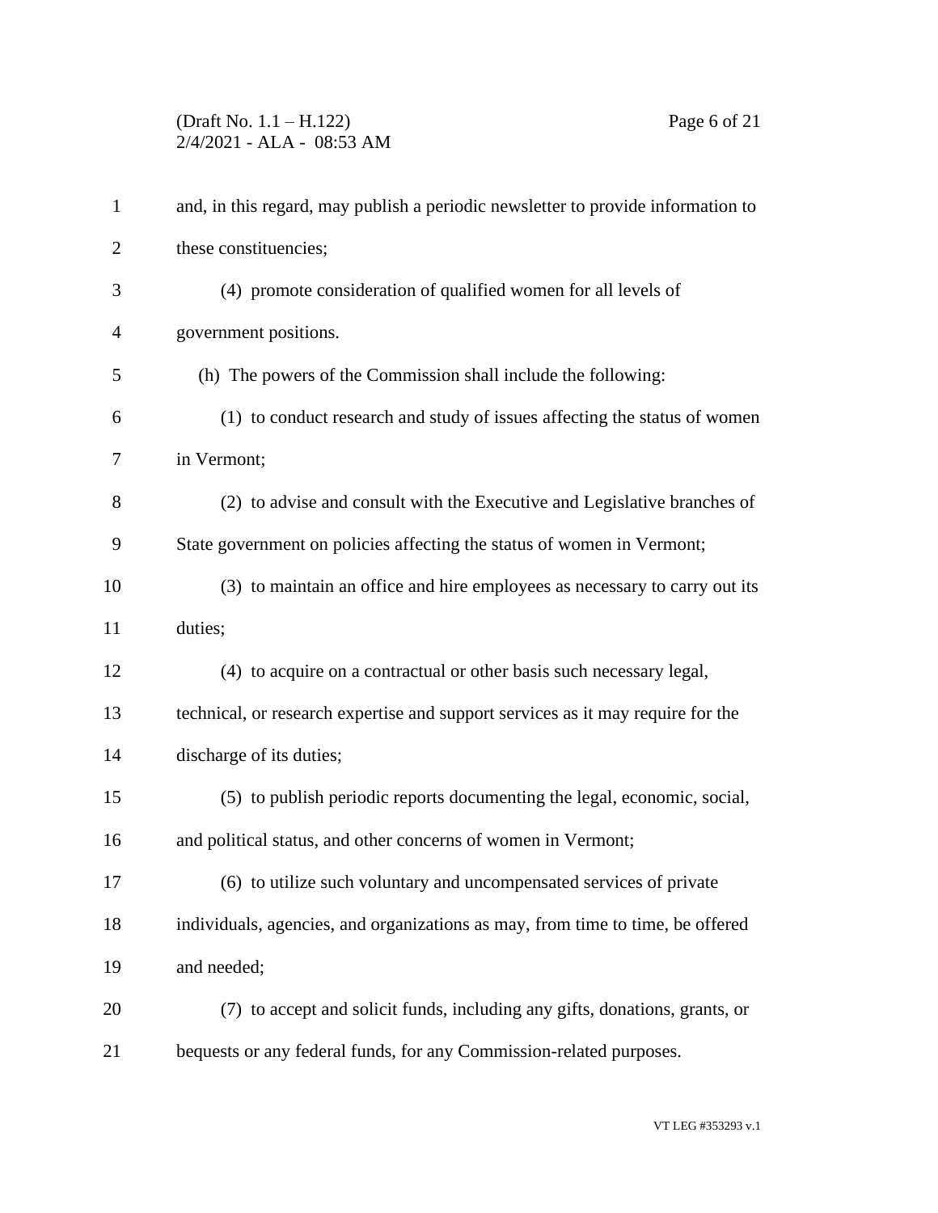and, in this regard, may publish a periodic newsletter to provide information to these constituencies;

(4) promote consideration of qualified women for all levels of government positions.

(h) The powers of the Commission shall include the following:

(1) to conduct research and study of issues affecting the status of women in Vermont;

(2) to advise and consult with the Executive and Legislative branches of State government on policies affecting the status of women in Vermont;

(3) to maintain an office and hire employees as necessary to carry out its duties;

(4) to acquire on a contractual or other basis such necessary legal, technical, or research expertise and support services as it may require for the discharge of its duties;

(5) to publish periodic reports documenting the legal, economic, social, and political status, and other concerns of women in Vermont;

(6) to utilize such voluntary and uncompensated services of private individuals, agencies, and organizations as may, from time to time, be offered and needed;

(7) to accept and solicit funds, including any gifts, donations, grants, or bequests or any federal funds, for any Commission-related purposes.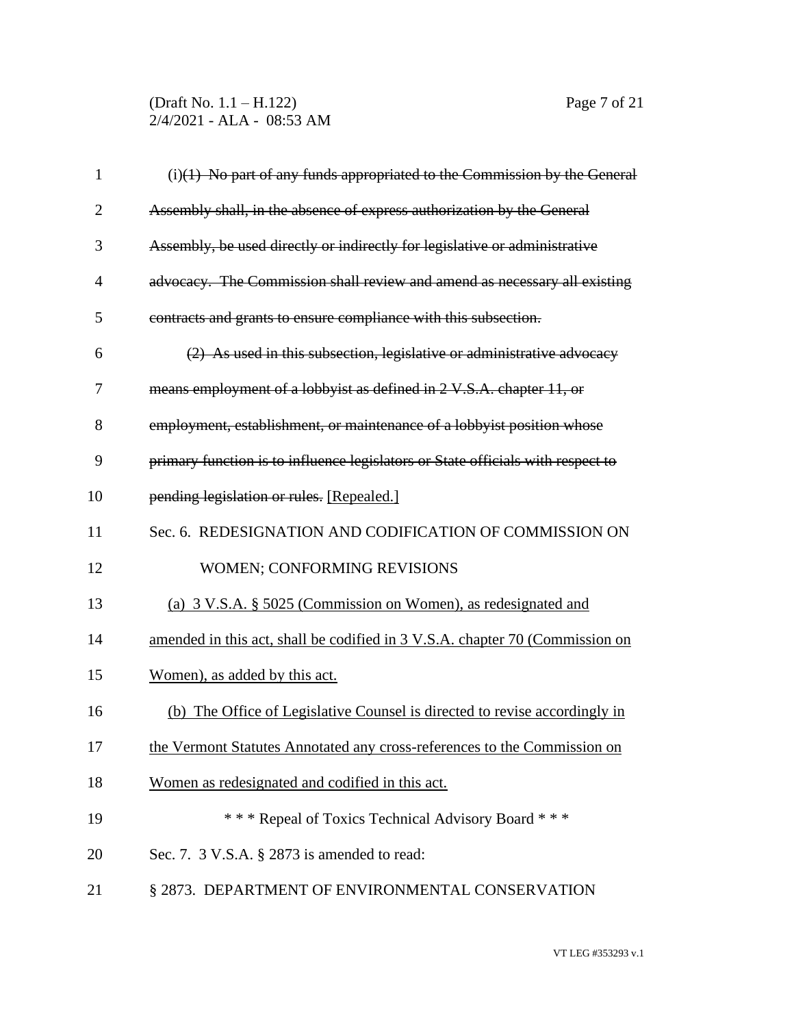(i)~~(1) No part of any funds appropriated to the Commission by the General Assembly shall, in the absence of express authorization by the General Assembly, be used directly or indirectly for legislative or administrative advocacy. The Commission shall review and amend as necessary all existing contracts and grants to ensure compliance with this subsection.~~

~~(2) As used in this subsection, legislative or administrative advocacy means employment of a lobbyist as defined in 2 V.S.A. chapter 11, or employment, establishment, or maintenance of a lobbyist position whose primary function is to influence legislators or State officials with respect to pending legislation or rules.~~ [Repealed.]

Sec. 6. REDESIGNATION AND CODIFICATION OF COMMISSION ON WOMEN; CONFORMING REVISIONS

<u>(a) 3 V.S.A. § 5025 (Commission on Women), as redesignated and amended in this act, shall be codified in 3 V.S.A. chapter 70 (Commission on Women), as added by this act.</u>

<u>(b) The Office of Legislative Counsel is directed to revise accordingly in the Vermont Statutes Annotated any cross-references to the Commission on Women as redesignated and codified in this act.</u>

\* \* \* Repeal of Toxics Technical Advisory Board \* \* \*

Sec. 7. 3 V.S.A. § 2873 is amended to read:

§ 2873. DEPARTMENT OF ENVIRONMENTAL CONSERVATION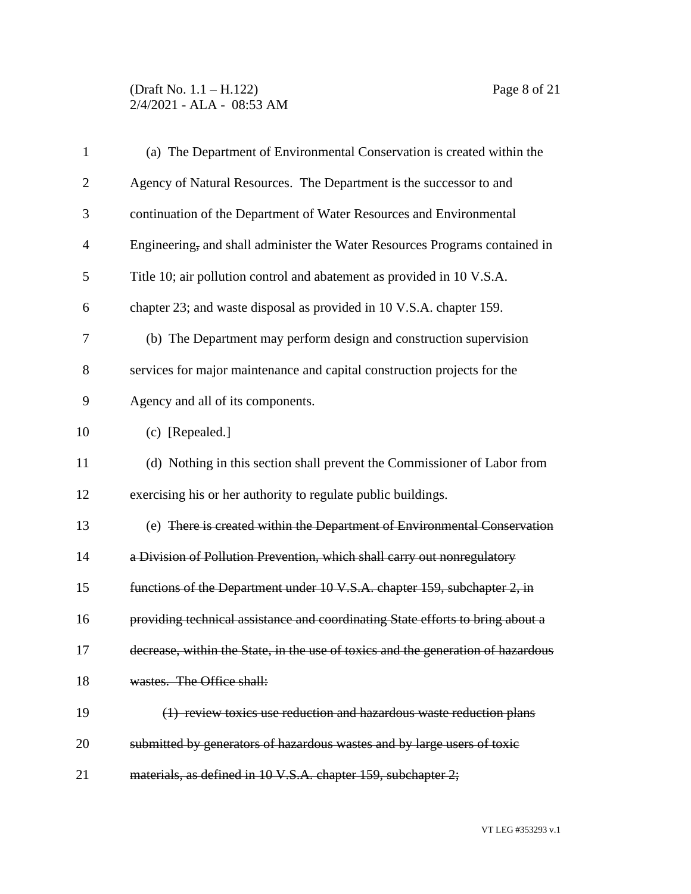(a) The Department of Environmental Conservation is created within the Agency of Natural Resources. The Department is the successor to and continuation of the Department of Water Resources and Environmental Engineering~~,~~ and shall administer the Water Resources Programs contained in Title 10; air pollution control and abatement as provided in 10 V.S.A. chapter 23; and waste disposal as provided in 10 V.S.A. chapter 159.

(b) The Department may perform design and construction supervision services for major maintenance and capital construction projects for the Agency and all of its components.

(c) [Repealed.]

(d) Nothing in this section shall prevent the Commissioner of Labor from exercising his or her authority to regulate public buildings.

(e) ~~There is created within the Department of Environmental Conservation a Division of Pollution Prevention, which shall carry out nonregulatory functions of the Department under 10 V.S.A. chapter 159, subchapter 2, in providing technical assistance and coordinating State efforts to bring about a decrease, within the State, in the use of toxics and the generation of hazardous wastes. The Office shall:~~

~~(1) review toxics use reduction and hazardous waste reduction plans submitted by generators of hazardous wastes and by large users of toxic materials, as defined in 10 V.S.A. chapter 159, subchapter 2;~~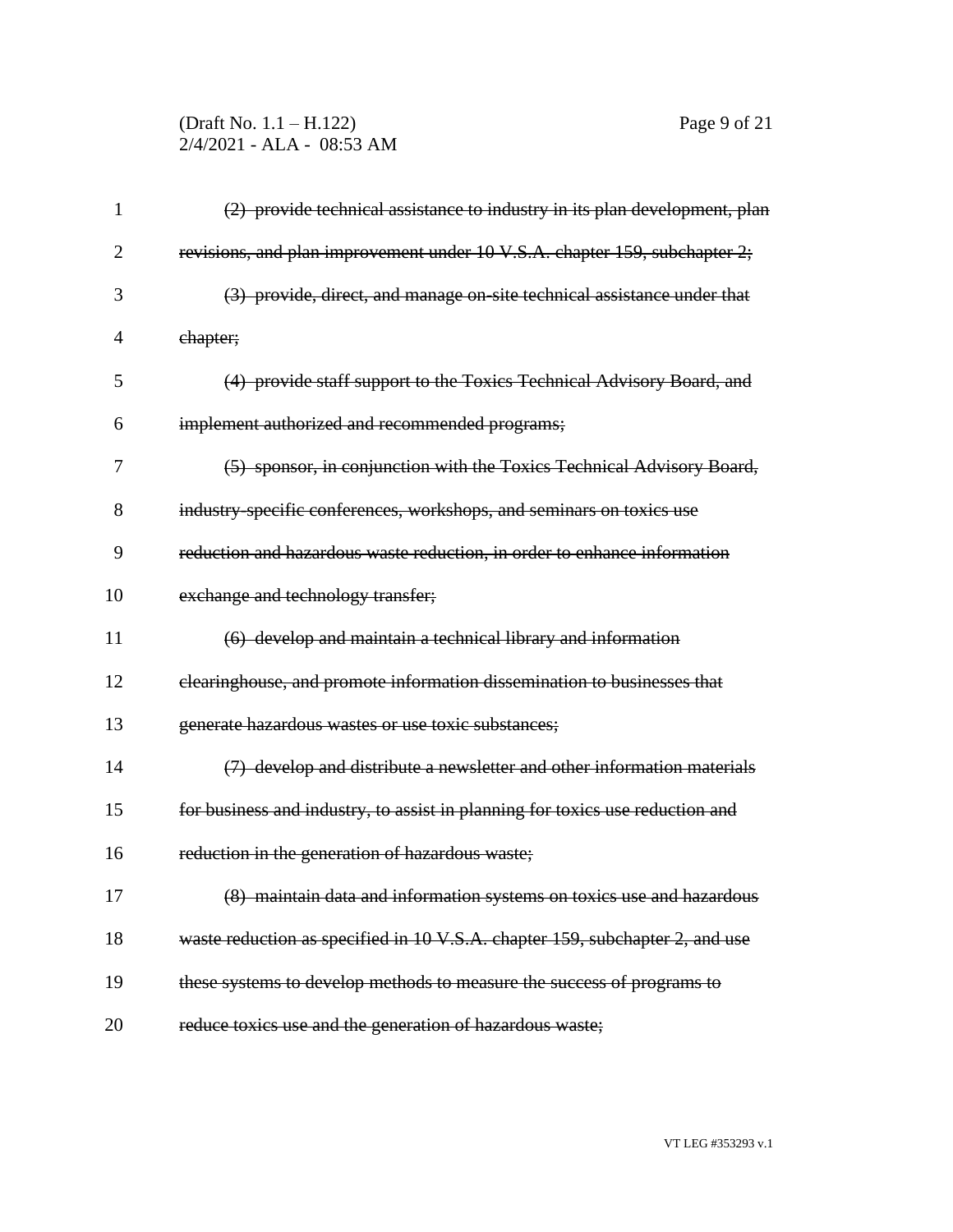~~(2) provide technical assistance to industry in its plan development, plan revisions, and plan improvement under 10 V.S.A. chapter 159, subchapter 2;~~

~~(3) provide, direct, and manage on-site technical assistance under that chapter;~~

~~(4) provide staff support to the Toxics Technical Advisory Board, and implement authorized and recommended programs;~~

~~(5) sponsor, in conjunction with the Toxics Technical Advisory Board, industry-specific conferences, workshops, and seminars on toxics use reduction and hazardous waste reduction, in order to enhance information exchange and technology transfer;~~

~~(6) develop and maintain a technical library and information clearinghouse, and promote information dissemination to businesses that generate hazardous wastes or use toxic substances;~~

~~(7) develop and distribute a newsletter and other information materials for business and industry, to assist in planning for toxics use reduction and reduction in the generation of hazardous waste;~~

~~(8) maintain data and information systems on toxics use and hazardous waste reduction as specified in 10 V.S.A. chapter 159, subchapter 2, and use these systems to develop methods to measure the success of programs to reduce toxics use and the generation of hazardous waste;~~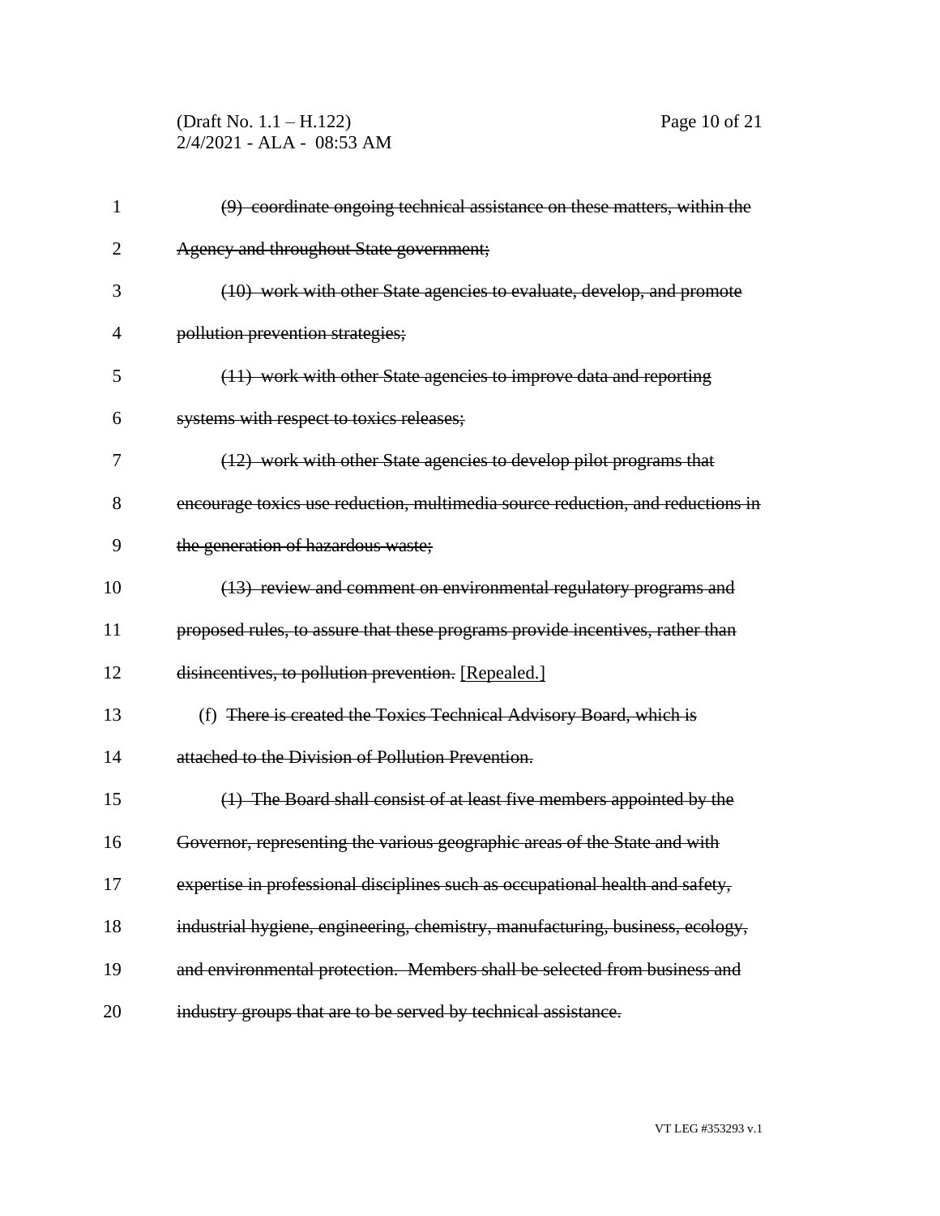~~(9) coordinate ongoing technical assistance on these matters, within the Agency and throughout State government;~~

~~(10) work with other State agencies to evaluate, develop, and promote pollution prevention strategies;~~

~~(11) work with other State agencies to improve data and reporting systems with respect to toxics releases;~~

~~(12) work with other State agencies to develop pilot programs that encourage toxics use reduction, multimedia source reduction, and reductions in the generation of hazardous waste;~~

~~(13) review and comment on environmental regulatory programs and proposed rules, to assure that these programs provide incentives, rather than disincentives, to pollution prevention.~~ [Repealed.]

(f) ~~There is created the Toxics Technical Advisory Board, which is attached to the Division of Pollution Prevention.~~

~~(1) The Board shall consist of at least five members appointed by the Governor, representing the various geographic areas of the State and with expertise in professional disciplines such as occupational health and safety, industrial hygiene, engineering, chemistry, manufacturing, business, ecology, and environmental protection. Members shall be selected from business and industry groups that are to be served by technical assistance.~~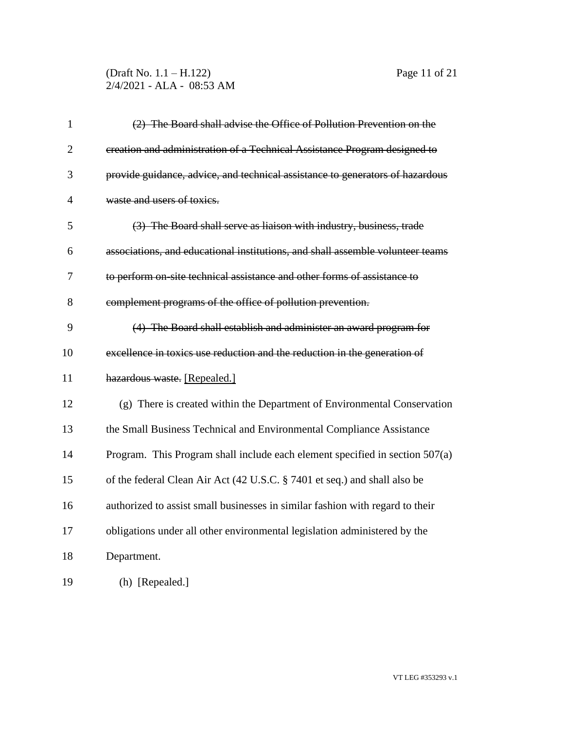~~(2) The Board shall advise the Office of Pollution Prevention on the creation and administration of a Technical Assistance Program designed to provide guidance, advice, and technical assistance to generators of hazardous waste and users of toxics.~~

~~(3) The Board shall serve as liaison with industry, business, trade associations, and educational institutions, and shall assemble volunteer teams to perform on-site technical assistance and other forms of assistance to complement programs of the office of pollution prevention.~~

~~(4) The Board shall establish and administer an award program for excellence in toxics use reduction and the reduction in the generation of hazardous waste.~~ <u>[Repealed.]</u>

(g) There is created within the Department of Environmental Conservation the Small Business Technical and Environmental Compliance Assistance Program. This Program shall include each element specified in section 507(a) of the federal Clean Air Act (42 U.S.C. § 7401 et seq.) and shall also be authorized to assist small businesses in similar fashion with regard to their obligations under all other environmental legislation administered by the Department.

(h) [Repealed.]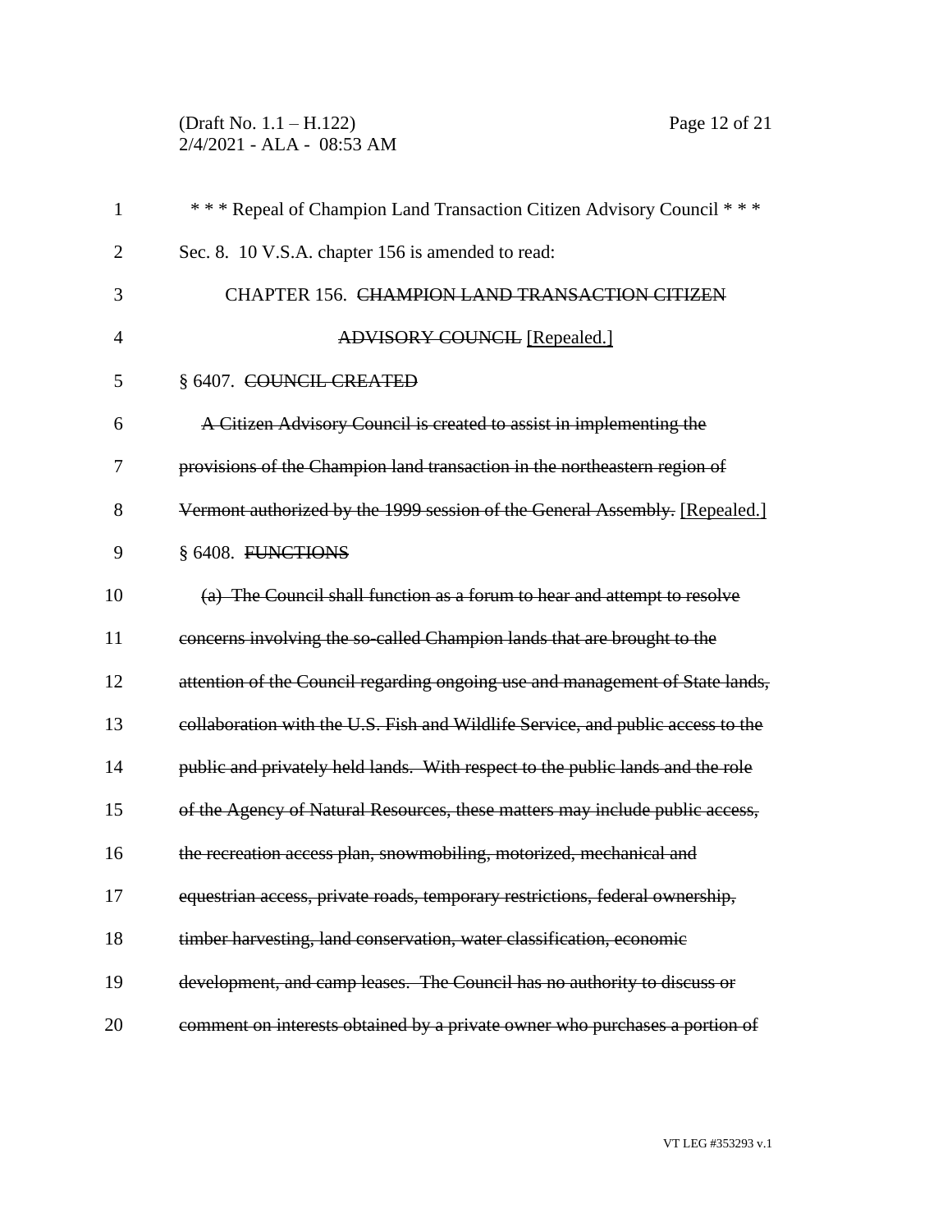\* \* \* Repeal of Champion Land Transaction Citizen Advisory Council \* \* \*

Sec. 8. 10 V.S.A. chapter 156 is amended to read:

CHAPTER 156. ~~CHAMPION LAND TRANSACTION CITIZEN ADVISORY COUNCIL~~ [Repealed.]

§ 6407. ~~COUNCIL CREATED~~

~~A Citizen Advisory Council is created to assist in implementing the provisions of the Champion land transaction in the northeastern region of Vermont authorized by the 1999 session of the General Assembly.~~ [Repealed.]

§ 6408. ~~FUNCTIONS~~

~~(a) The Council shall function as a forum to hear and attempt to resolve concerns involving the so-called Champion lands that are brought to the attention of the Council regarding ongoing use and management of State lands, collaboration with the U.S. Fish and Wildlife Service, and public access to the public and privately held lands. With respect to the public lands and the role of the Agency of Natural Resources, these matters may include public access, the recreation access plan, snowmobiling, motorized, mechanical and equestrian access, private roads, temporary restrictions, federal ownership, timber harvesting, land conservation, water classification, economic development, and camp leases. The Council has no authority to discuss or comment on interests obtained by a private owner who purchases a portion of~~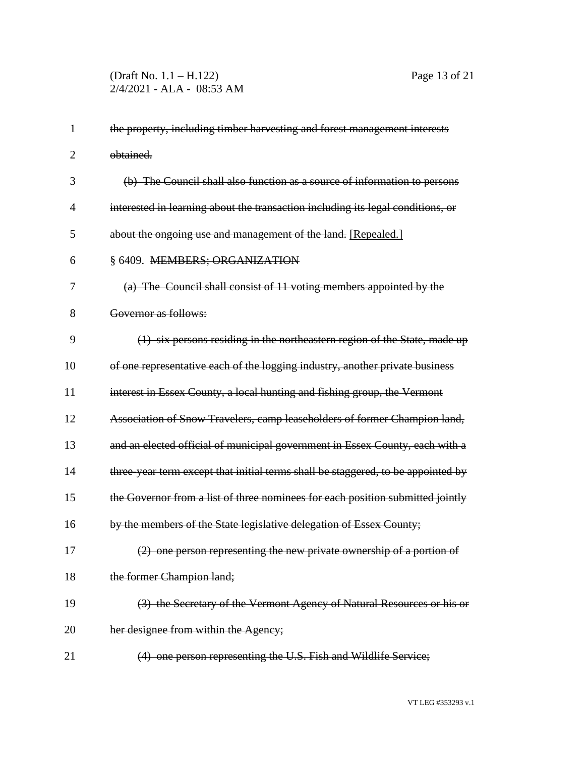~~the property, including timber harvesting and forest management interests obtained.~~

~~(b) The Council shall also function as a source of information to persons interested in learning about the transaction including its legal conditions, or about the ongoing use and management of the land.~~ [Repealed.]

§ 6409. ~~MEMBERS; ORGANIZATION~~

~~(a) The Council shall consist of 11 voting members appointed by the Governor as follows:~~

~~(1) six persons residing in the northeastern region of the State, made up of one representative each of the logging industry, another private business interest in Essex County, a local hunting and fishing group, the Vermont Association of Snow Travelers, camp leaseholders of former Champion land, and an elected official of municipal government in Essex County, each with a three-year term except that initial terms shall be staggered, to be appointed by the Governor from a list of three nominees for each position submitted jointly by the members of the State legislative delegation of Essex County;~~

~~(2) one person representing the new private ownership of a portion of the former Champion land;~~

~~(3) the Secretary of the Vermont Agency of Natural Resources or his or her designee from within the Agency;~~

~~(4) one person representing the U.S. Fish and Wildlife Service;~~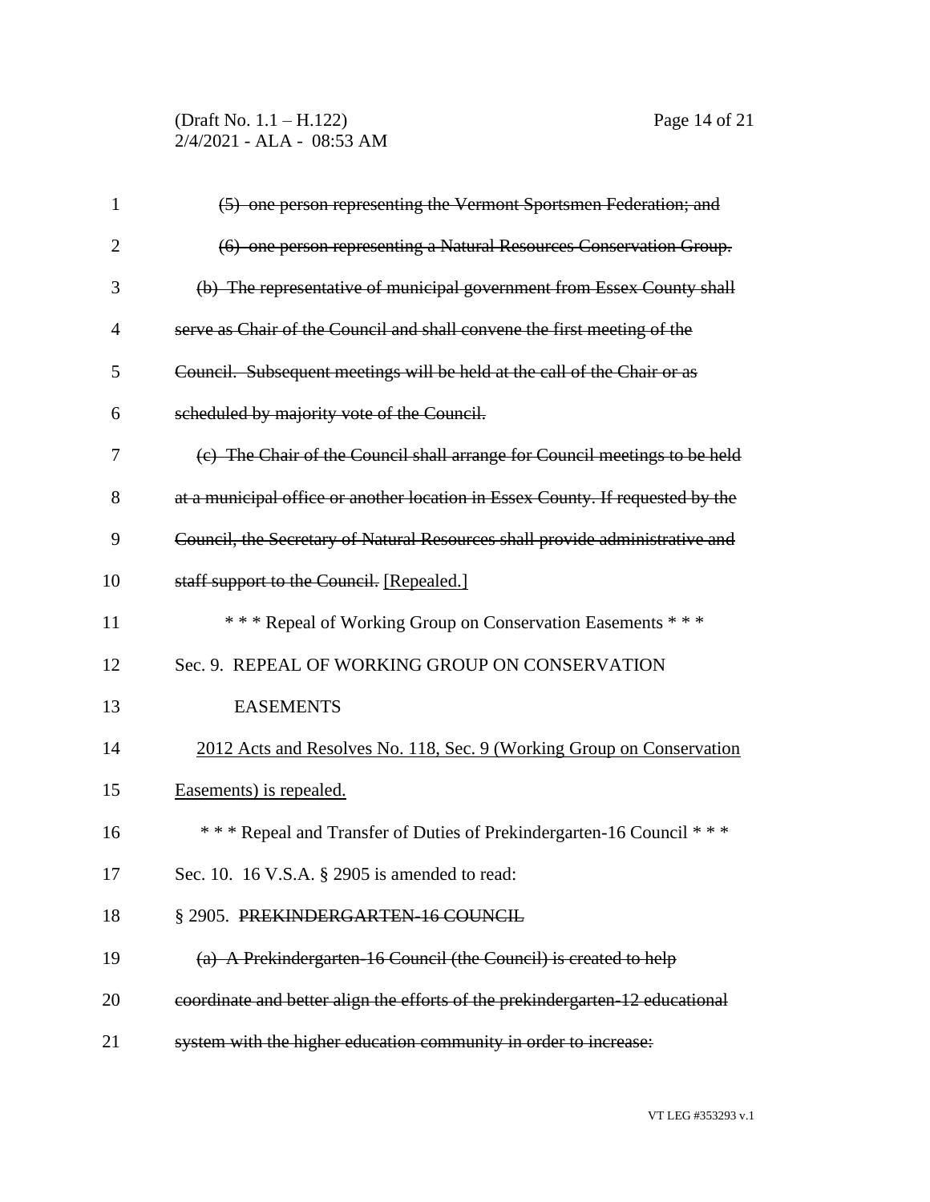~~(5) one person representing the Vermont Sportsmen Federation; and~~

~~(6) one person representing a Natural Resources Conservation Group.~~

~~(b) The representative of municipal government from Essex County shall serve as Chair of the Council and shall convene the first meeting of the Council. Subsequent meetings will be held at the call of the Chair or as scheduled by majority vote of the Council.~~

~~(c) The Chair of the Council shall arrange for Council meetings to be held at a municipal office or another location in Essex County. If requested by the Council, the Secretary of Natural Resources shall provide administrative and staff support to the Council.~~ [Repealed.]

\* \* \* Repeal of Working Group on Conservation Easements \* \* \*

Sec. 9. REPEAL OF WORKING GROUP ON CONSERVATION EASEMENTS

<u>2012 Acts and Resolves No. 118, Sec. 9 (Working Group on Conservation Easements) is repealed.</u>

\* \* \* Repeal and Transfer of Duties of Prekindergarten-16 Council \* \* \*

Sec. 10. 16 V.S.A. § 2905 is amended to read:

§ 2905. ~~PREKINDERGARTEN-16 COUNCIL~~

~~(a) A Prekindergarten-16 Council (the Council) is created to help coordinate and better align the efforts of the prekindergarten-12 educational system with the higher education community in order to increase:~~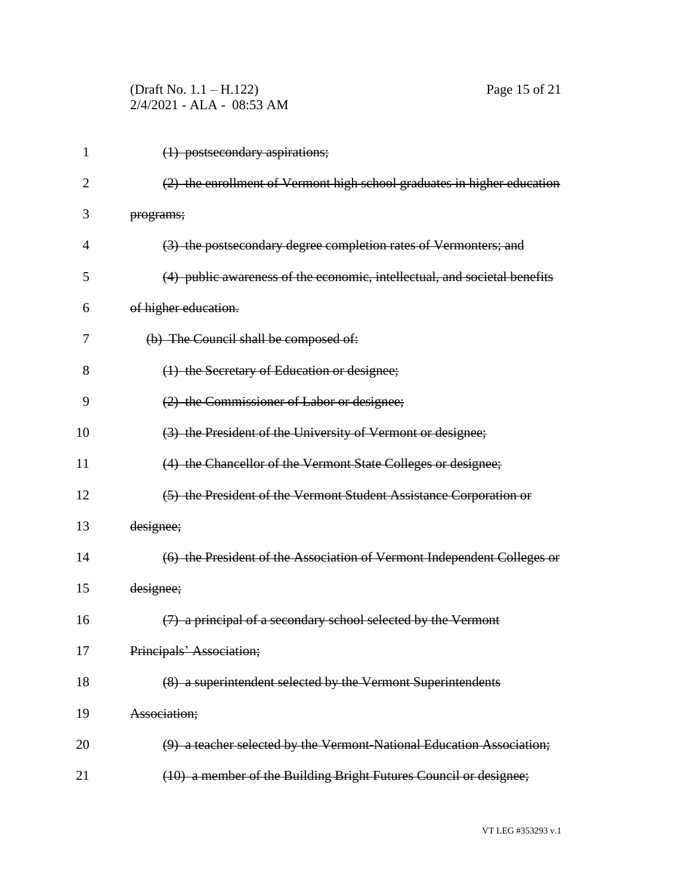~~(1) postsecondary aspirations;~~

~~(2) the enrollment of Vermont high school graduates in higher education programs;~~

~~(3) the postsecondary degree completion rates of Vermonters; and~~

~~(4) public awareness of the economic, intellectual, and societal benefits of higher education.~~

~~(b) The Council shall be composed of:~~

~~(1) the Secretary of Education or designee;~~

~~(2) the Commissioner of Labor or designee;~~

~~(3) the President of the University of Vermont or designee;~~

~~(4) the Chancellor of the Vermont State Colleges or designee;~~

~~(5) the President of the Vermont Student Assistance Corporation or designee;~~

~~(6) the President of the Association of Vermont Independent Colleges or designee;~~

~~(7) a principal of a secondary school selected by the Vermont Principals' Association;~~

~~(8) a superintendent selected by the Vermont Superintendents Association;~~

~~(9) a teacher selected by the Vermont-National Education Association;~~

~~(10) a member of the Building Bright Futures Council or designee;~~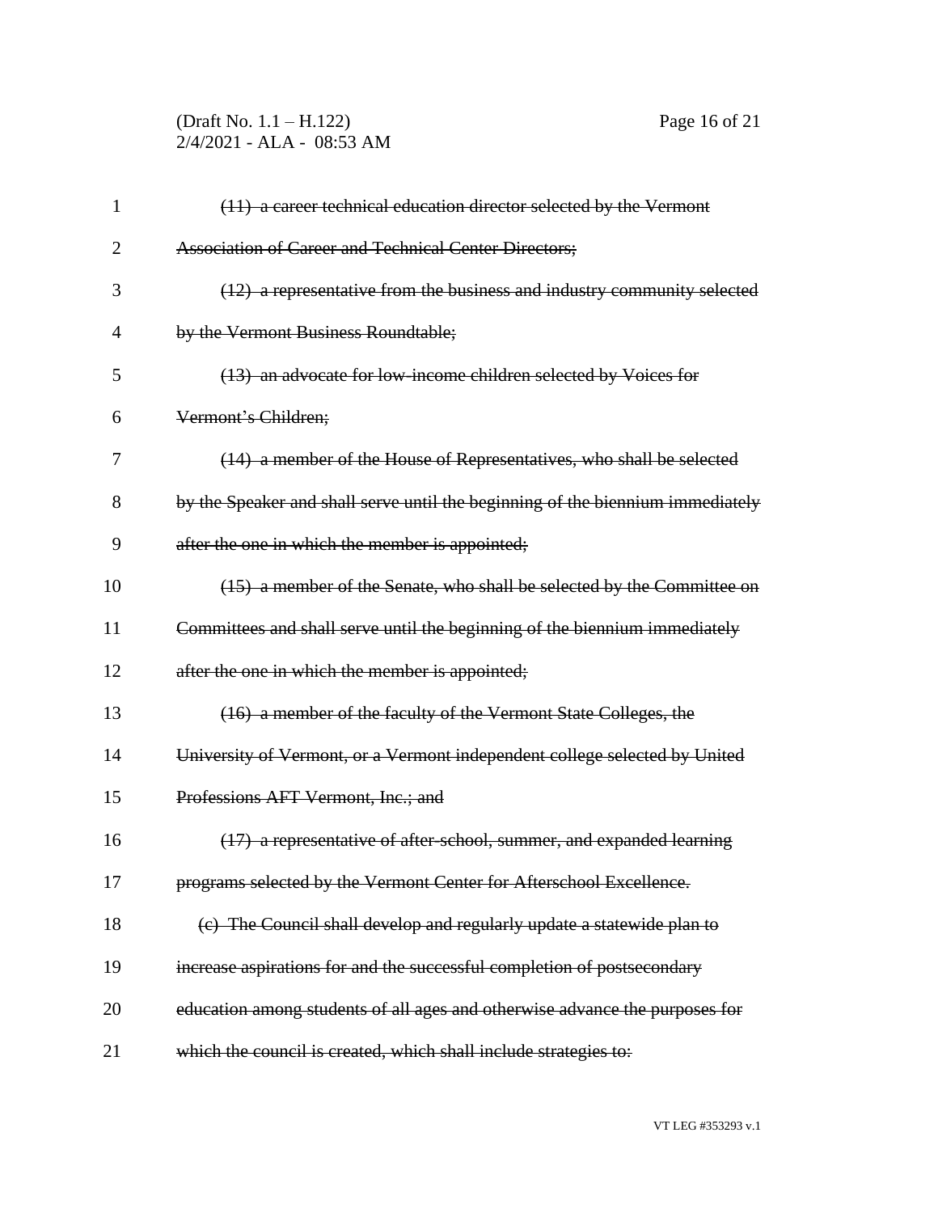~~(11) a career technical education director selected by the Vermont Association of Career and Technical Center Directors;~~

~~(12) a representative from the business and industry community selected by the Vermont Business Roundtable;~~

~~(13) an advocate for low-income children selected by Voices for Vermont's Children;~~

~~(14) a member of the House of Representatives, who shall be selected by the Speaker and shall serve until the beginning of the biennium immediately after the one in which the member is appointed;~~

~~(15) a member of the Senate, who shall be selected by the Committee on Committees and shall serve until the beginning of the biennium immediately after the one in which the member is appointed;~~

~~(16) a member of the faculty of the Vermont State Colleges, the University of Vermont, or a Vermont independent college selected by United Professions AFT Vermont, Inc.; and~~

~~(17) a representative of after-school, summer, and expanded learning programs selected by the Vermont Center for Afterschool Excellence.~~

~~(c) The Council shall develop and regularly update a statewide plan to increase aspirations for and the successful completion of postsecondary education among students of all ages and otherwise advance the purposes for which the council is created, which shall include strategies to:~~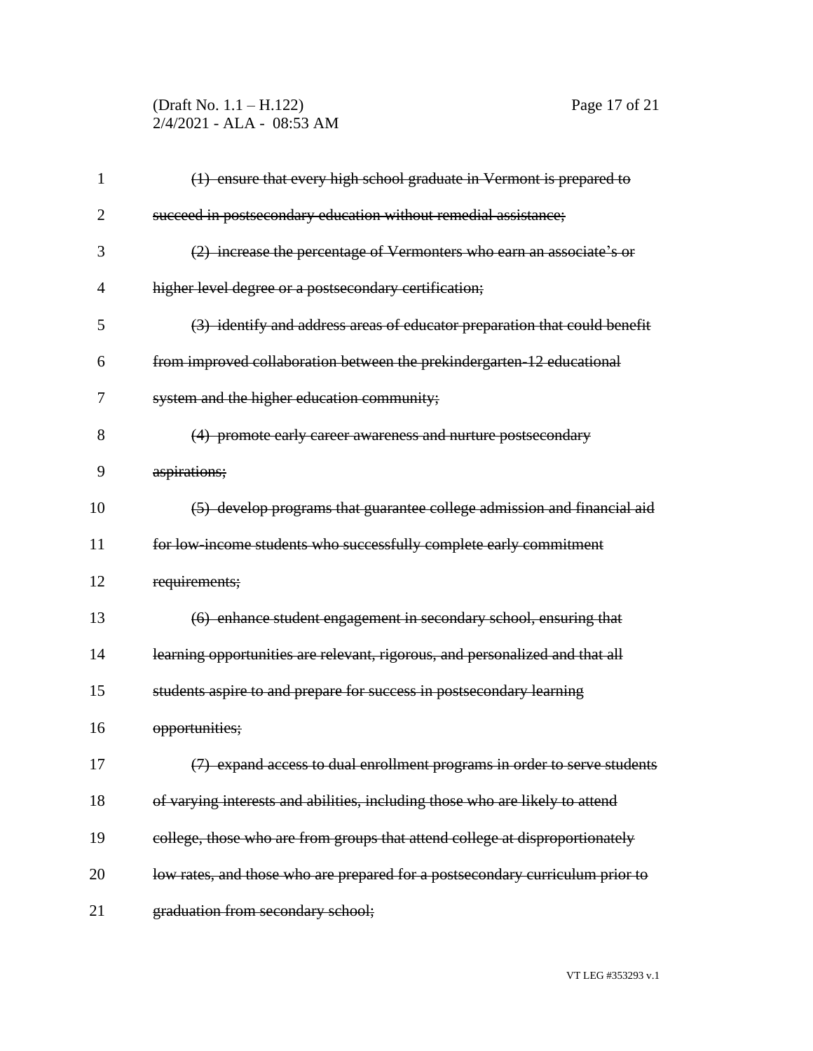~~(1) ensure that every high school graduate in Vermont is prepared to succeed in postsecondary education without remedial assistance;~~

~~(2) increase the percentage of Vermonters who earn an associate's or higher level degree or a postsecondary certification;~~

~~(3) identify and address areas of educator preparation that could benefit from improved collaboration between the prekindergarten-12 educational system and the higher education community;~~

~~(4) promote early career awareness and nurture postsecondary aspirations;~~

~~(5) develop programs that guarantee college admission and financial aid for low-income students who successfully complete early commitment requirements;~~

~~(6) enhance student engagement in secondary school, ensuring that learning opportunities are relevant, rigorous, and personalized and that all students aspire to and prepare for success in postsecondary learning opportunities;~~

~~(7) expand access to dual enrollment programs in order to serve students of varying interests and abilities, including those who are likely to attend college, those who are from groups that attend college at disproportionately low rates, and those who are prepared for a postsecondary curriculum prior to graduation from secondary school;~~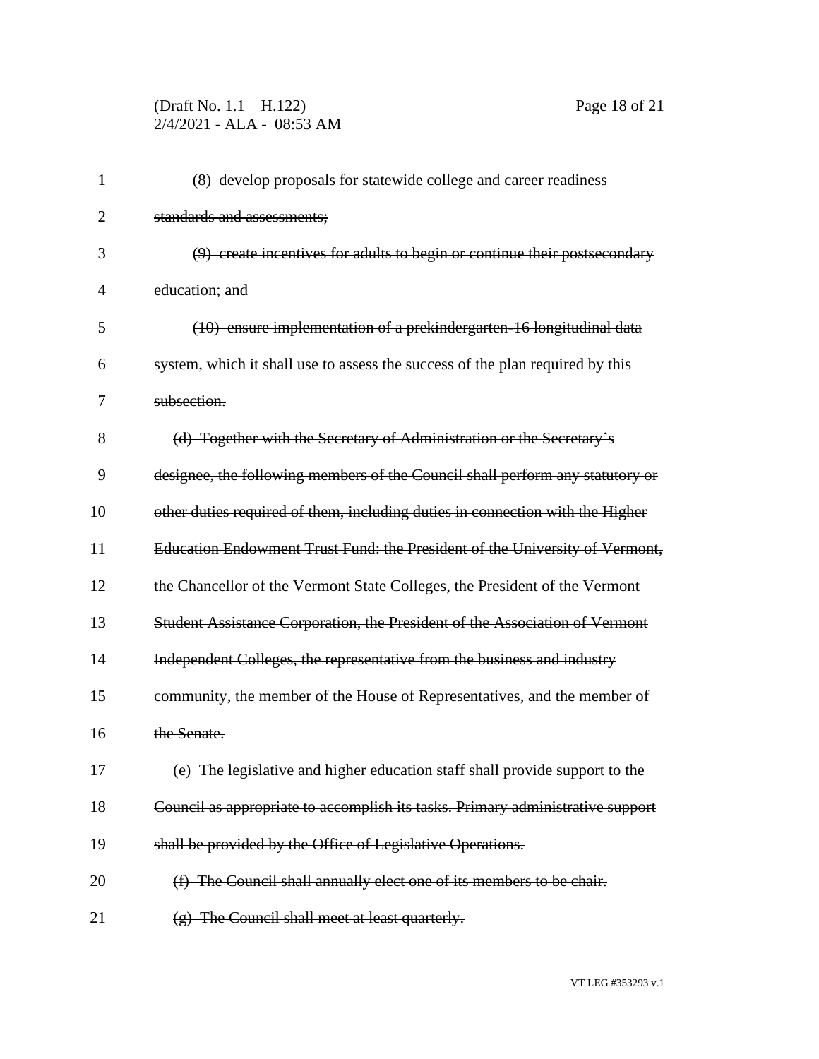~~(8) develop proposals for statewide college and career readiness standards and assessments;~~

~~(9) create incentives for adults to begin or continue their postsecondary education; and~~

~~(10) ensure implementation of a prekindergarten-16 longitudinal data system, which it shall use to assess the success of the plan required by this subsection.~~

~~(d) Together with the Secretary of Administration or the Secretary's designee, the following members of the Council shall perform any statutory or other duties required of them, including duties in connection with the Higher Education Endowment Trust Fund: the President of the University of Vermont, the Chancellor of the Vermont State Colleges, the President of the Vermont Student Assistance Corporation, the President of the Association of Vermont Independent Colleges, the representative from the business and industry community, the member of the House of Representatives, and the member of the Senate.~~

~~(e) The legislative and higher education staff shall provide support to the Council as appropriate to accomplish its tasks. Primary administrative support shall be provided by the Office of Legislative Operations.~~

~~(f) The Council shall annually elect one of its members to be chair.~~

~~(g) The Council shall meet at least quarterly.~~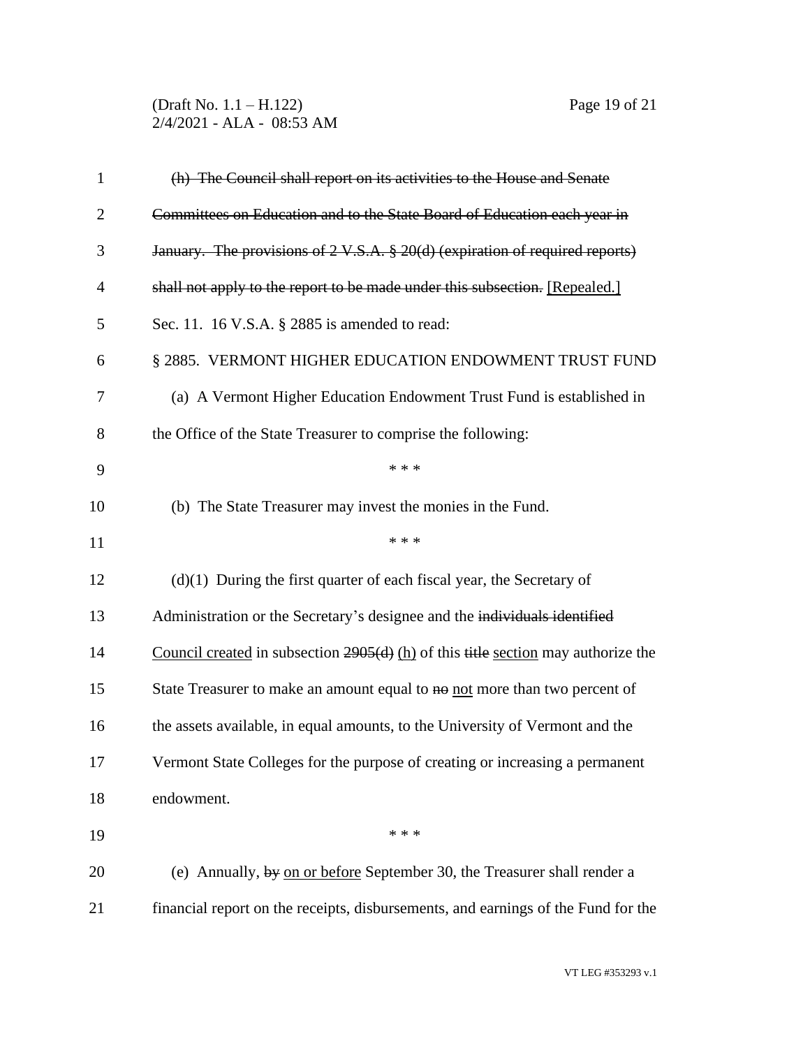(h) ~~The Council shall report on its activities to the House and Senate Committees on Education and to the State Board of Education each year in January. The provisions of 2 V.S.A. § 20(d) (expiration of required reports) shall not apply to the report to be made under this subsection.~~ <u>[Repealed.]</u>

Sec. 11. 16 V.S.A. § 2885 is amended to read:

§ 2885. VERMONT HIGHER EDUCATION ENDOWMENT TRUST FUND

(a) A Vermont Higher Education Endowment Trust Fund is established in the Office of the State Treasurer to comprise the following:

\* \* \*

(b) The State Treasurer may invest the monies in the Fund.

\* \* \*

(d)(1) During the first quarter of each fiscal year, the Secretary of Administration or the Secretary's designee and the ~~individuals identified~~ <u>Council created</u> in subsection ~~2905(d)~~ <u>(h)</u> of this ~~title~~ <u>section</u> may authorize the State Treasurer to make an amount equal to ~~no~~ <u>not</u> more than two percent of the assets available, in equal amounts, to the University of Vermont and the Vermont State Colleges for the purpose of creating or increasing a permanent endowment.

\* \* \*

(e) Annually, ~~by~~ <u>on or before</u> September 30, the Treasurer shall render a financial report on the receipts, disbursements, and earnings of the Fund for the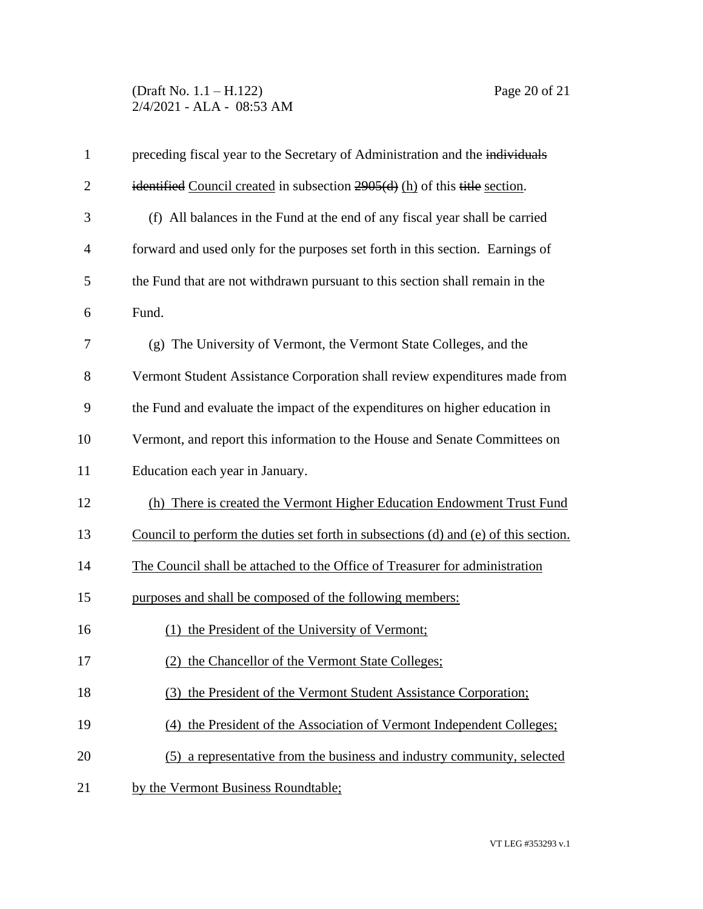preceding fiscal year to the Secretary of Administration and the ~~individuals identified~~ Council created in subsection ~~2905(d)~~ (h) of this ~~title~~ section.

(f) All balances in the Fund at the end of any fiscal year shall be carried forward and used only for the purposes set forth in this section. Earnings of the Fund that are not withdrawn pursuant to this section shall remain in the Fund.

(g) The University of Vermont, the Vermont State Colleges, and the Vermont Student Assistance Corporation shall review expenditures made from the Fund and evaluate the impact of the expenditures on higher education in Vermont, and report this information to the House and Senate Committees on Education each year in January.

(h) There is created the Vermont Higher Education Endowment Trust Fund Council to perform the duties set forth in subsections (d) and (e) of this section. The Council shall be attached to the Office of Treasurer for administration purposes and shall be composed of the following members:

(1) the President of the University of Vermont;

(2) the Chancellor of the Vermont State Colleges;

(3) the President of the Vermont Student Assistance Corporation;

(4) the President of the Association of Vermont Independent Colleges;

(5) a representative from the business and industry community, selected by the Vermont Business Roundtable;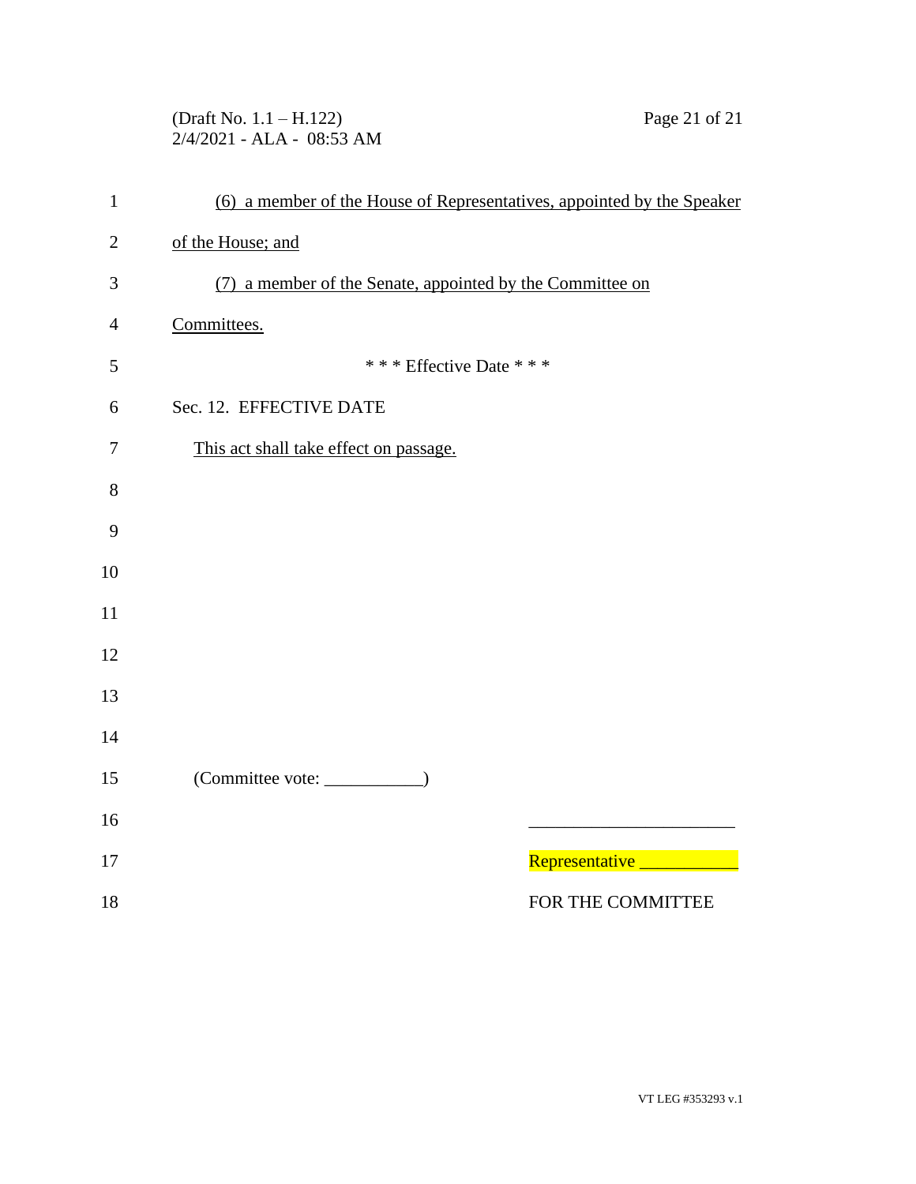(6) a member of the House of Representatives, appointed by the Speaker of the House; and

(7) a member of the Senate, appointed by the Committee on Committees.

\* \* \* Effective Date \* \* \*

Sec. 12. EFFECTIVE DATE

This act shall take effect on passage.

(Committee vote: ___________)

_______________________

Representative ___________

FOR THE COMMITTEE